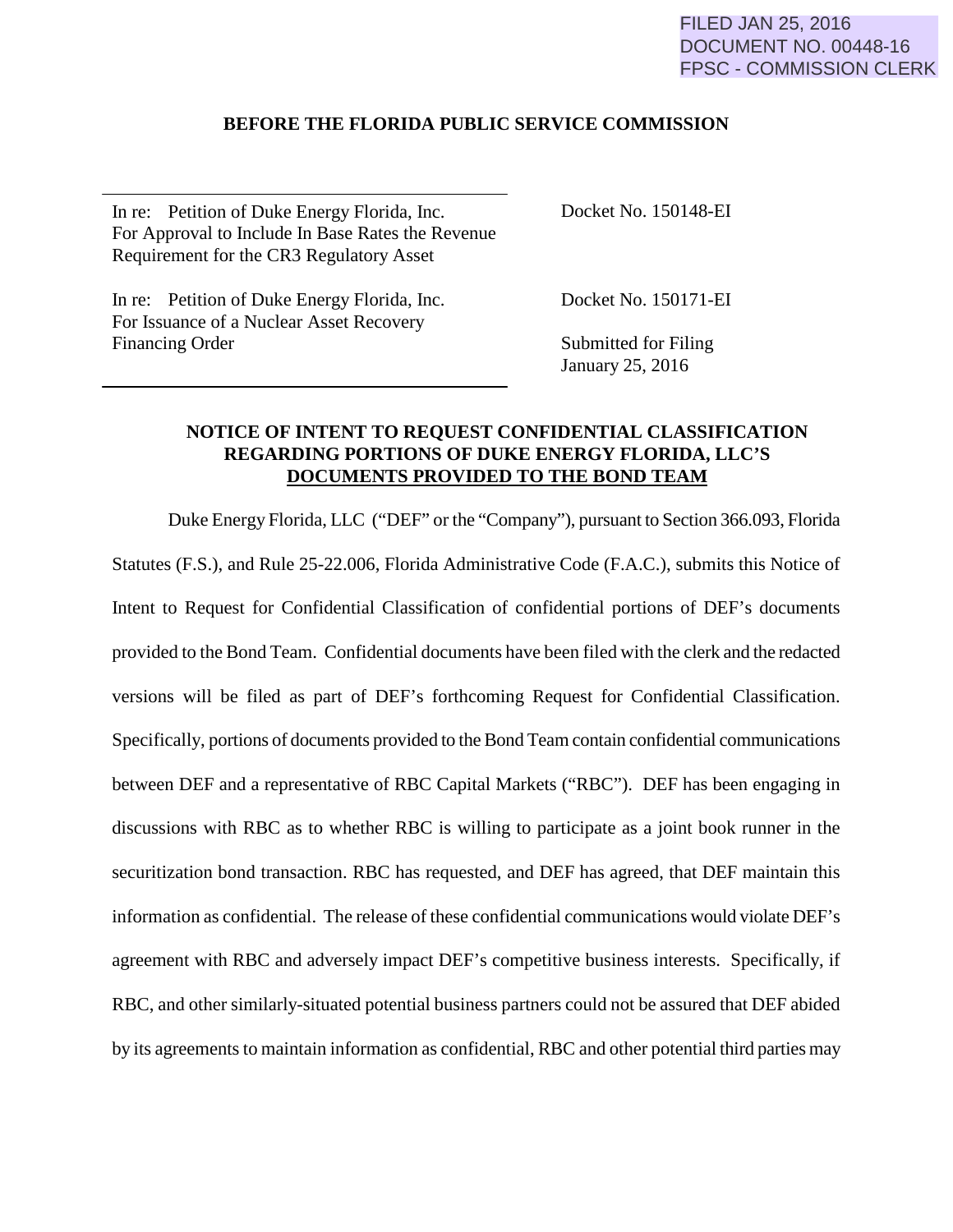FILED JAN 25, 2016
DOCUMENT NO. 00448-16
FPSC - COMMISSION CLERK

**BEFORE THE FLORIDA PUBLIC SERVICE COMMISSION**

| | |
|---|---|
| In re: Petition of Duke Energy Florida, Inc. For Approval to Include In Base Rates the Revenue Requirement for the CR3 Regulatory Asset | Docket No. 150148-EI |
| In re: Petition of Duke Energy Florida, Inc. For Issuance of a Nuclear Asset Recovery Financing Order | Docket No. 150171-EI<br>Submitted for Filing January 25, 2016 |

**NOTICE OF INTENT TO REQUEST CONFIDENTIAL CLASSIFICATION REGARDING PORTIONS OF DUKE ENERGY FLORIDA, LLC'S DOCUMENTS PROVIDED TO THE BOND TEAM**

Duke Energy Florida, LLC ("DEF" or the "Company"), pursuant to Section 366.093, Florida Statutes (F.S.), and Rule 25-22.006, Florida Administrative Code (F.A.C.), submits this Notice of Intent to Request for Confidential Classification of confidential portions of DEF's documents provided to the Bond Team. Confidential documents have been filed with the clerk and the redacted versions will be filed as part of DEF's forthcoming Request for Confidential Classification. Specifically, portions of documents provided to the Bond Team contain confidential communications between DEF and a representative of RBC Capital Markets ("RBC"). DEF has been engaging in discussions with RBC as to whether RBC is willing to participate as a joint book runner in the securitization bond transaction. RBC has requested, and DEF has agreed, that DEF maintain this information as confidential. The release of these confidential communications would violate DEF's agreement with RBC and adversely impact DEF's competitive business interests. Specifically, if RBC, and other similarly-situated potential business partners could not be assured that DEF abided by its agreements to maintain information as confidential, RBC and other potential third parties may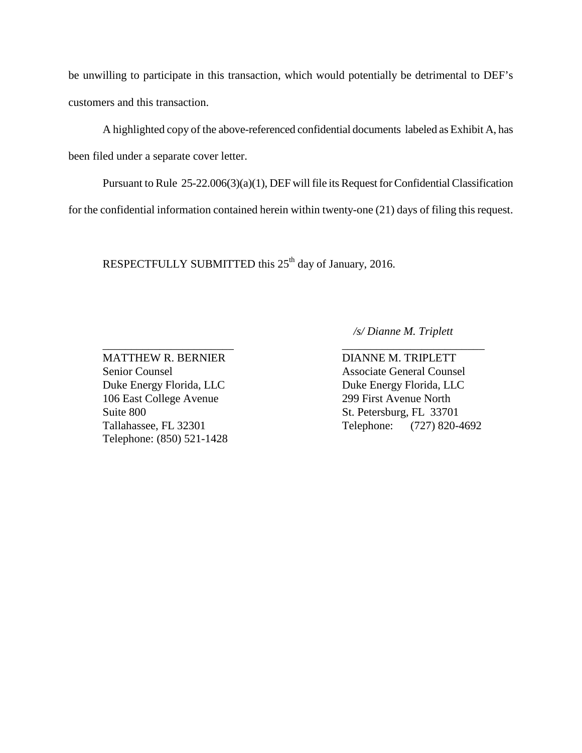be unwilling to participate in this transaction, which would potentially be detrimental to DEF's customers and this transaction.

A highlighted copy of the above-referenced confidential documents labeled as Exhibit A, has been filed under a separate cover letter.

Pursuant to Rule 25-22.006(3)(a)(1), DEF will file its Request for Confidential Classification for the confidential information contained herein within twenty-one (21) days of filing this request.

RESPECTFULLY SUBMITTED this 25th day of January, 2016.

| | */s/ Dianne M. Triplett* |
|---|---|
| \_\_\_\_\_\_\_\_\_\_\_\_\_\_\_\_\_\_\_\_\_\_\_\_ | \_\_\_\_\_\_\_\_\_\_\_\_\_\_\_\_\_\_\_\_\_\_\_\_ |
| MATTHEW R. BERNIER | DIANNE M. TRIPLETT |
| Senior Counsel | Associate General Counsel |
| Duke Energy Florida, LLC | Duke Energy Florida, LLC |
| 106 East College Avenue | 299 First Avenue North |
| Suite 800 | St. Petersburg, FL 33701 |
| Tallahassee, FL 32301 | Telephone: (727) 820-4692 |
| Telephone: (850) 521-1428 | |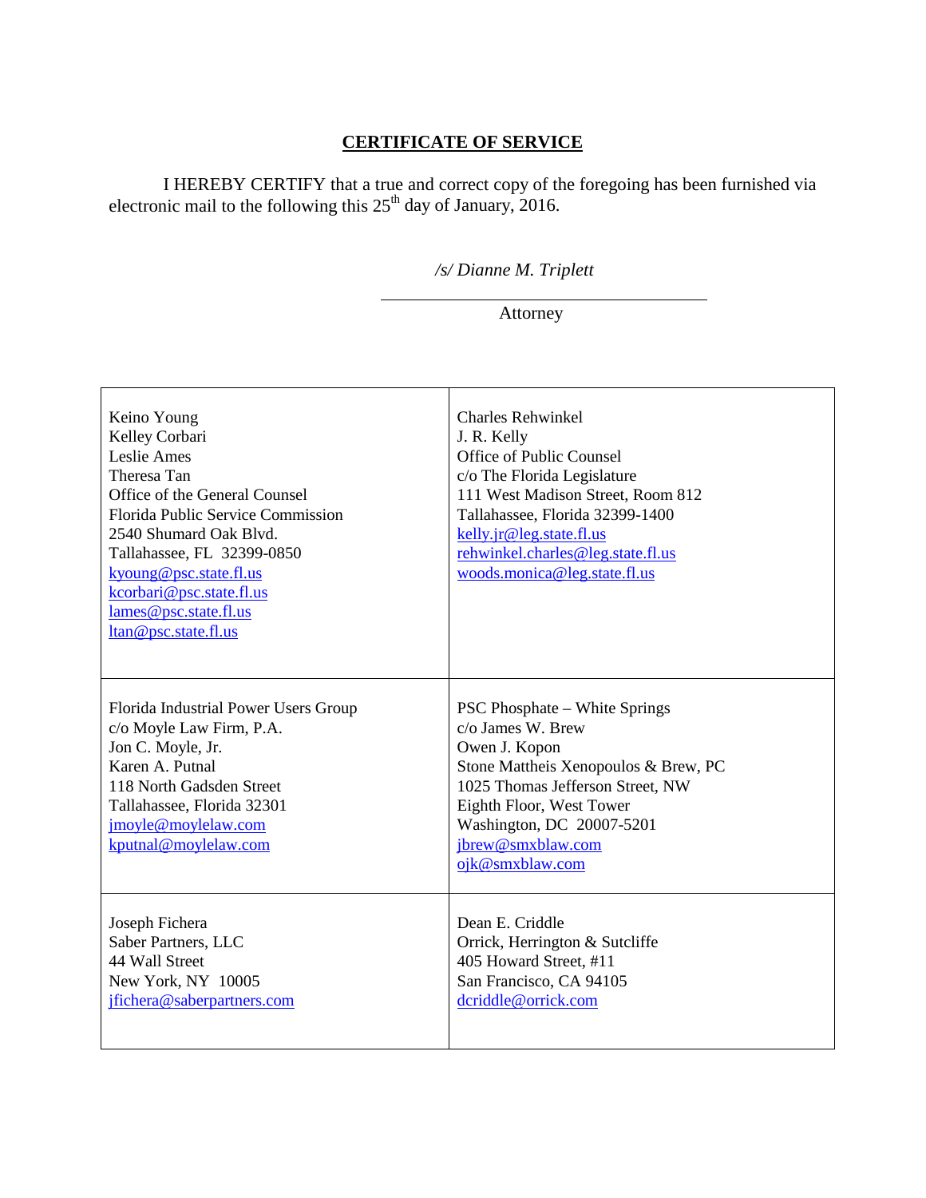## CERTIFICATE OF SERVICE

I HEREBY CERTIFY that a true and correct copy of the foregoing has been furnished via electronic mail to the following this 25th day of January, 2016.

*/s/ Dianne M. Triplett*

Attorney

| | |
|---|---|
| Keino Young<br>Kelley Corbari<br>Leslie Ames<br>Theresa Tan<br>Office of the General Counsel<br>Florida Public Service Commission<br>2540 Shumard Oak Blvd.<br>Tallahassee, FL 32399-0850<br>kyoung@psc.state.fl.us<br>kcorbari@psc.state.fl.us<br>lames@psc.state.fl.us<br>ltan@psc.state.fl.us | Charles Rehwinkel<br>J. R. Kelly<br>Office of Public Counsel<br>c/o The Florida Legislature<br>111 West Madison Street, Room 812<br>Tallahassee, Florida 32399-1400<br>kelly.jr@leg.state.fl.us<br>rehwinkel.charles@leg.state.fl.us<br>woods.monica@leg.state.fl.us |
| Florida Industrial Power Users Group<br>c/o Moyle Law Firm, P.A.<br>Jon C. Moyle, Jr.<br>Karen A. Putnal<br>118 North Gadsden Street<br>Tallahassee, Florida 32301<br>jmoyle@moylelaw.com<br>kputnal@moylelaw.com | PSC Phosphate – White Springs<br>c/o James W. Brew<br>Owen J. Kopon<br>Stone Mattheis Xenopoulos & Brew, PC<br>1025 Thomas Jefferson Street, NW<br>Eighth Floor, West Tower<br>Washington, DC 20007-5201<br>jbrew@smxblaw.com<br>ojk@smxblaw.com |
| Joseph Fichera<br>Saber Partners, LLC<br>44 Wall Street<br>New York, NY 10005<br>jfichera@saberpartners.com | Dean E. Criddle<br>Orrick, Herrington & Sutcliffe<br>405 Howard Street, #11<br>San Francisco, CA 94105<br>dcriddle@orrick.com |